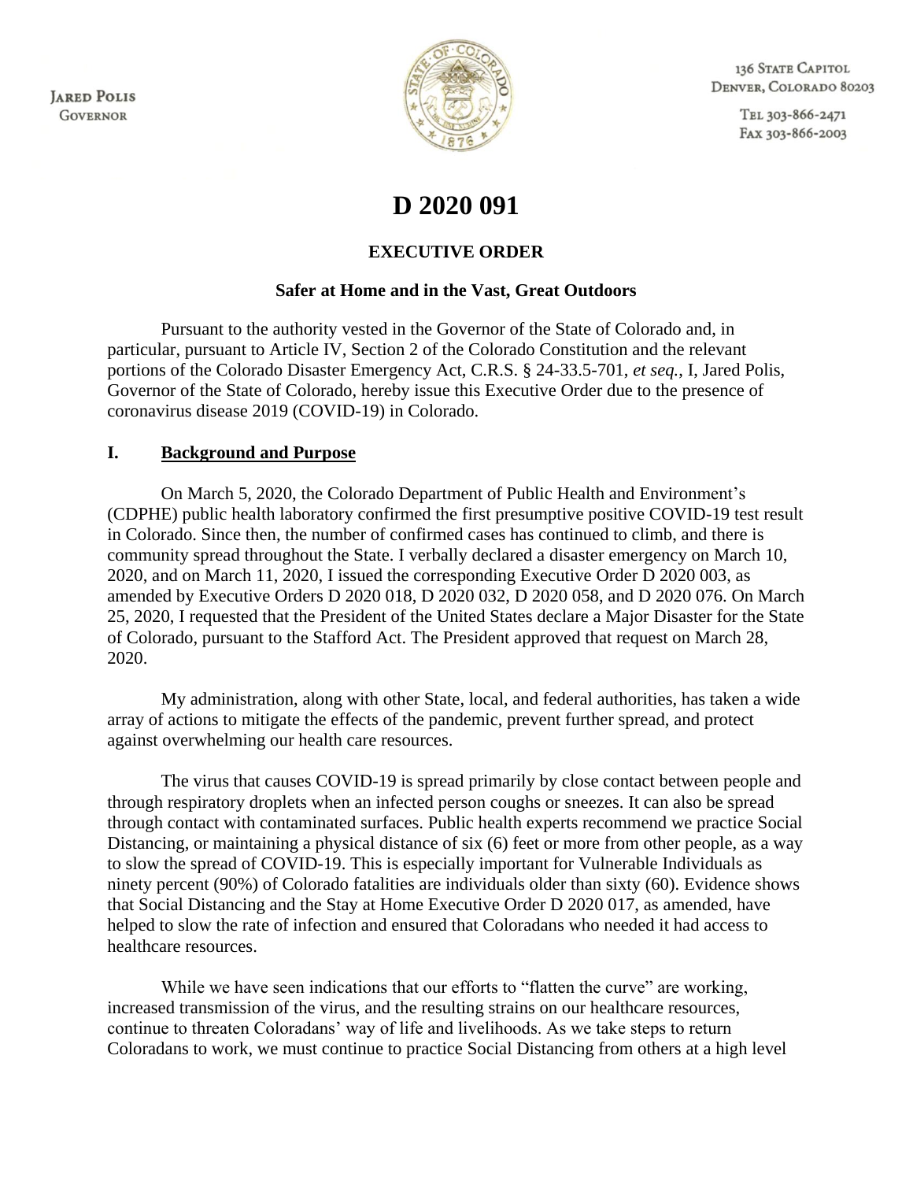JARED POLIS
GOVERNOR

136 STATE CAPITOL
DENVER, COLORADO 80203

TEL 303-866-2471
FAX 303-866-2003

# D 2020 091

## EXECUTIVE ORDER

### Safer at Home and in the Vast, Great Outdoors

Pursuant to the authority vested in the Governor of the State of Colorado and, in particular, pursuant to Article IV, Section 2 of the Colorado Constitution and the relevant portions of the Colorado Disaster Emergency Act, C.R.S. § 24-33.5-701, *et seq.*, I, Jared Polis, Governor of the State of Colorado, hereby issue this Executive Order due to the presence of coronavirus disease 2019 (COVID-19) in Colorado.

## I. **Background and Purpose**

On March 5, 2020, the Colorado Department of Public Health and Environment's (CDPHE) public health laboratory confirmed the first presumptive positive COVID-19 test result in Colorado. Since then, the number of confirmed cases has continued to climb, and there is community spread throughout the State. I verbally declared a disaster emergency on March 10, 2020, and on March 11, 2020, I issued the corresponding Executive Order D 2020 003, as amended by Executive Orders D 2020 018, D 2020 032, D 2020 058, and D 2020 076. On March 25, 2020, I requested that the President of the United States declare a Major Disaster for the State of Colorado, pursuant to the Stafford Act. The President approved that request on March 28, 2020.

My administration, along with other State, local, and federal authorities, has taken a wide array of actions to mitigate the effects of the pandemic, prevent further spread, and protect against overwhelming our health care resources.

The virus that causes COVID-19 is spread primarily by close contact between people and through respiratory droplets when an infected person coughs or sneezes. It can also be spread through contact with contaminated surfaces. Public health experts recommend we practice Social Distancing, or maintaining a physical distance of six (6) feet or more from other people, as a way to slow the spread of COVID-19. This is especially important for Vulnerable Individuals as ninety percent (90%) of Colorado fatalities are individuals older than sixty (60). Evidence shows that Social Distancing and the Stay at Home Executive Order D 2020 017, as amended, have helped to slow the rate of infection and ensured that Coloradans who needed it had access to healthcare resources.

While we have seen indications that our efforts to "flatten the curve" are working, increased transmission of the virus, and the resulting strains on our healthcare resources, continue to threaten Coloradans' way of life and livelihoods. As we take steps to return Coloradans to work, we must continue to practice Social Distancing from others at a high level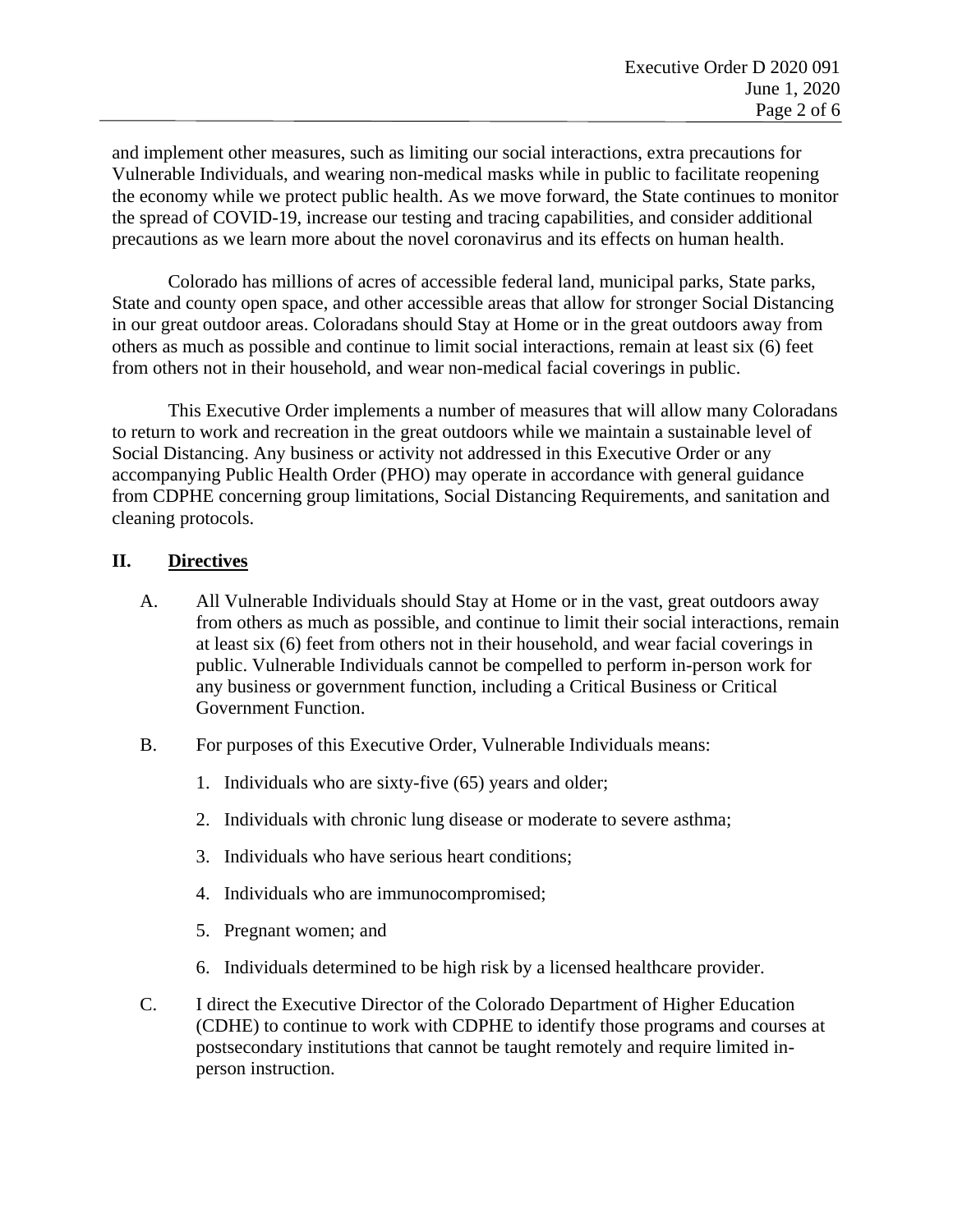and implement other measures, such as limiting our social interactions, extra precautions for Vulnerable Individuals, and wearing non-medical masks while in public to facilitate reopening the economy while we protect public health. As we move forward, the State continues to monitor the spread of COVID-19, increase our testing and tracing capabilities, and consider additional precautions as we learn more about the novel coronavirus and its effects on human health.

Colorado has millions of acres of accessible federal land, municipal parks, State parks, State and county open space, and other accessible areas that allow for stronger Social Distancing in our great outdoor areas. Coloradans should Stay at Home or in the great outdoors away from others as much as possible and continue to limit social interactions, remain at least six (6) feet from others not in their household, and wear non-medical facial coverings in public.

This Executive Order implements a number of measures that will allow many Coloradans to return to work and recreation in the great outdoors while we maintain a sustainable level of Social Distancing. Any business or activity not addressed in this Executive Order or any accompanying Public Health Order (PHO) may operate in accordance with general guidance from CDPHE concerning group limitations, Social Distancing Requirements, and sanitation and cleaning protocols.

## II. Directives

A. All Vulnerable Individuals should Stay at Home or in the vast, great outdoors away from others as much as possible, and continue to limit their social interactions, remain at least six (6) feet from others not in their household, and wear facial coverings in public. Vulnerable Individuals cannot be compelled to perform in-person work for any business or government function, including a Critical Business or Critical Government Function.

B. For purposes of this Executive Order, Vulnerable Individuals means:

1. Individuals who are sixty-five (65) years and older;
2. Individuals with chronic lung disease or moderate to severe asthma;
3. Individuals who have serious heart conditions;
4. Individuals who are immunocompromised;
5. Pregnant women; and
6. Individuals determined to be high risk by a licensed healthcare provider.

C. I direct the Executive Director of the Colorado Department of Higher Education (CDHE) to continue to work with CDPHE to identify those programs and courses at postsecondary institutions that cannot be taught remotely and require limited in-person instruction.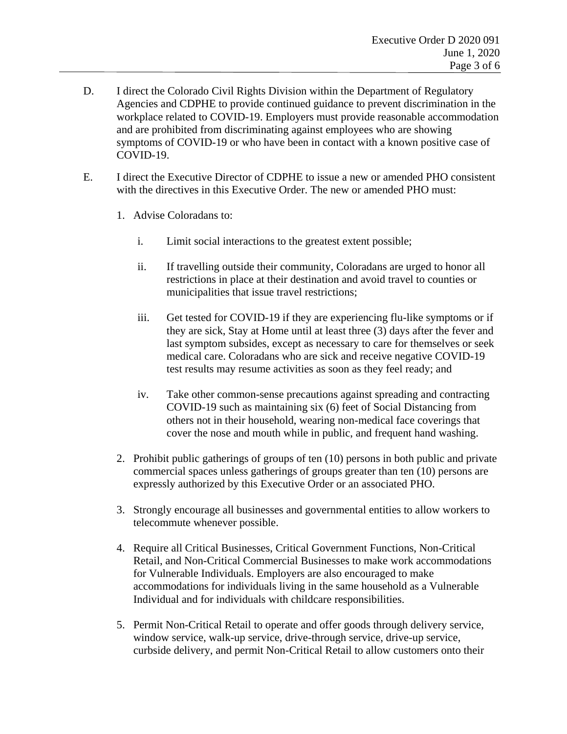D. I direct the Colorado Civil Rights Division within the Department of Regulatory Agencies and CDPHE to provide continued guidance to prevent discrimination in the workplace related to COVID-19. Employers must provide reasonable accommodation and are prohibited from discriminating against employees who are showing symptoms of COVID-19 or who have been in contact with a known positive case of COVID-19.

E. I direct the Executive Director of CDPHE to issue a new or amended PHO consistent with the directives in this Executive Order. The new or amended PHO must:

1. Advise Coloradans to:

    i. Limit social interactions to the greatest extent possible;

    ii. If travelling outside their community, Coloradans are urged to honor all restrictions in place at their destination and avoid travel to counties or municipalities that issue travel restrictions;

    iii. Get tested for COVID-19 if they are experiencing flu-like symptoms or if they are sick, Stay at Home until at least three (3) days after the fever and last symptom subsides, except as necessary to care for themselves or seek medical care. Coloradans who are sick and receive negative COVID-19 test results may resume activities as soon as they feel ready; and

    iv. Take other common-sense precautions against spreading and contracting COVID-19 such as maintaining six (6) feet of Social Distancing from others not in their household, wearing non-medical face coverings that cover the nose and mouth while in public, and frequent hand washing.

2. Prohibit public gatherings of groups of ten (10) persons in both public and private commercial spaces unless gatherings of groups greater than ten (10) persons are expressly authorized by this Executive Order or an associated PHO.

3. Strongly encourage all businesses and governmental entities to allow workers to telecommute whenever possible.

4. Require all Critical Businesses, Critical Government Functions, Non-Critical Retail, and Non-Critical Commercial Businesses to make work accommodations for Vulnerable Individuals. Employers are also encouraged to make accommodations for individuals living in the same household as a Vulnerable Individual and for individuals with childcare responsibilities.

5. Permit Non-Critical Retail to operate and offer goods through delivery service, window service, walk-up service, drive-through service, drive-up service, curbside delivery, and permit Non-Critical Retail to allow customers onto their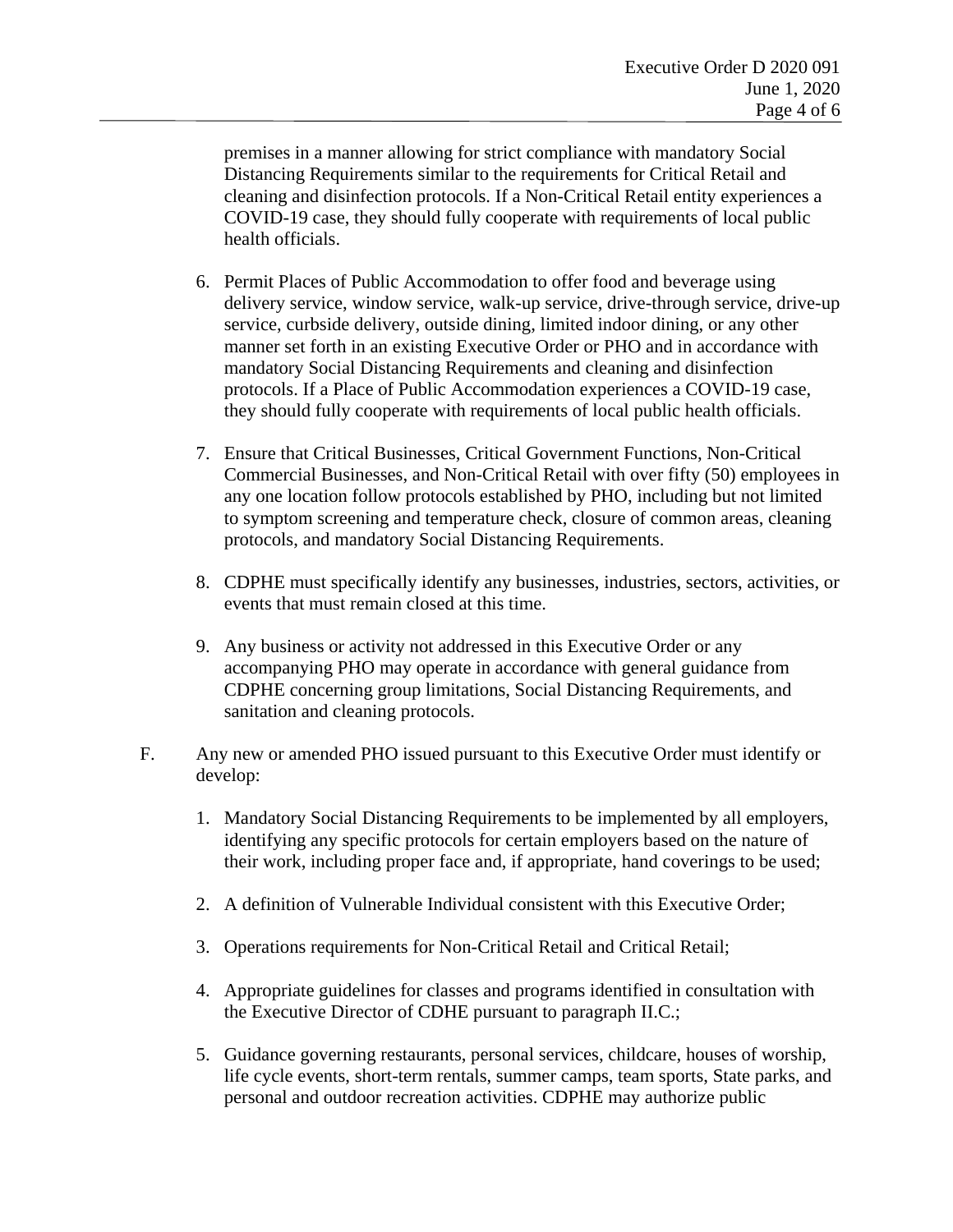premises in a manner allowing for strict compliance with mandatory Social Distancing Requirements similar to the requirements for Critical Retail and cleaning and disinfection protocols. If a Non-Critical Retail entity experiences a COVID-19 case, they should fully cooperate with requirements of local public health officials.

6. Permit Places of Public Accommodation to offer food and beverage using delivery service, window service, walk-up service, drive-through service, drive-up service, curbside delivery, outside dining, limited indoor dining, or any other manner set forth in an existing Executive Order or PHO and in accordance with mandatory Social Distancing Requirements and cleaning and disinfection protocols. If a Place of Public Accommodation experiences a COVID-19 case, they should fully cooperate with requirements of local public health officials.

7. Ensure that Critical Businesses, Critical Government Functions, Non-Critical Commercial Businesses, and Non-Critical Retail with over fifty (50) employees in any one location follow protocols established by PHO, including but not limited to symptom screening and temperature check, closure of common areas, cleaning protocols, and mandatory Social Distancing Requirements.

8. CDPHE must specifically identify any businesses, industries, sectors, activities, or events that must remain closed at this time.

9. Any business or activity not addressed in this Executive Order or any accompanying PHO may operate in accordance with general guidance from CDPHE concerning group limitations, Social Distancing Requirements, and sanitation and cleaning protocols.

F. Any new or amended PHO issued pursuant to this Executive Order must identify or develop:

1. Mandatory Social Distancing Requirements to be implemented by all employers, identifying any specific protocols for certain employers based on the nature of their work, including proper face and, if appropriate, hand coverings to be used;

2. A definition of Vulnerable Individual consistent with this Executive Order;

3. Operations requirements for Non-Critical Retail and Critical Retail;

4. Appropriate guidelines for classes and programs identified in consultation with the Executive Director of CDHE pursuant to paragraph II.C.;

5. Guidance governing restaurants, personal services, childcare, houses of worship, life cycle events, short-term rentals, summer camps, team sports, State parks, and personal and outdoor recreation activities. CDPHE may authorize public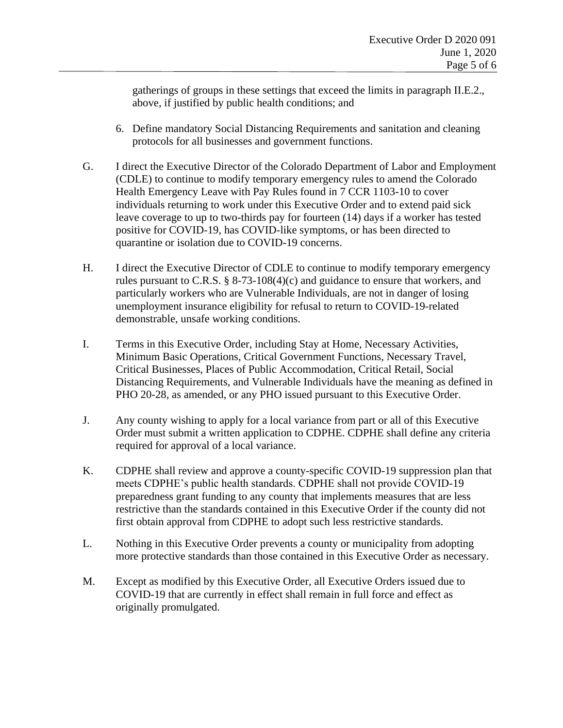gatherings of groups in these settings that exceed the limits in paragraph II.E.2., above, if justified by public health conditions; and

6. Define mandatory Social Distancing Requirements and sanitation and cleaning protocols for all businesses and government functions.

G. I direct the Executive Director of the Colorado Department of Labor and Employment (CDLE) to continue to modify temporary emergency rules to amend the Colorado Health Emergency Leave with Pay Rules found in 7 CCR 1103-10 to cover individuals returning to work under this Executive Order and to extend paid sick leave coverage to up to two-thirds pay for fourteen (14) days if a worker has tested positive for COVID-19, has COVID-like symptoms, or has been directed to quarantine or isolation due to COVID-19 concerns.

H. I direct the Executive Director of CDLE to continue to modify temporary emergency rules pursuant to C.R.S. § 8-73-108(4)(c) and guidance to ensure that workers, and particularly workers who are Vulnerable Individuals, are not in danger of losing unemployment insurance eligibility for refusal to return to COVID-19-related demonstrable, unsafe working conditions.

I. Terms in this Executive Order, including Stay at Home, Necessary Activities, Minimum Basic Operations, Critical Government Functions, Necessary Travel, Critical Businesses, Places of Public Accommodation, Critical Retail, Social Distancing Requirements, and Vulnerable Individuals have the meaning as defined in PHO 20-28, as amended, or any PHO issued pursuant to this Executive Order.

J. Any county wishing to apply for a local variance from part or all of this Executive Order must submit a written application to CDPHE. CDPHE shall define any criteria required for approval of a local variance.

K. CDPHE shall review and approve a county-specific COVID-19 suppression plan that meets CDPHE's public health standards. CDPHE shall not provide COVID-19 preparedness grant funding to any county that implements measures that are less restrictive than the standards contained in this Executive Order if the county did not first obtain approval from CDPHE to adopt such less restrictive standards.

L. Nothing in this Executive Order prevents a county or municipality from adopting more protective standards than those contained in this Executive Order as necessary.

M. Except as modified by this Executive Order, all Executive Orders issued due to COVID-19 that are currently in effect shall remain in full force and effect as originally promulgated.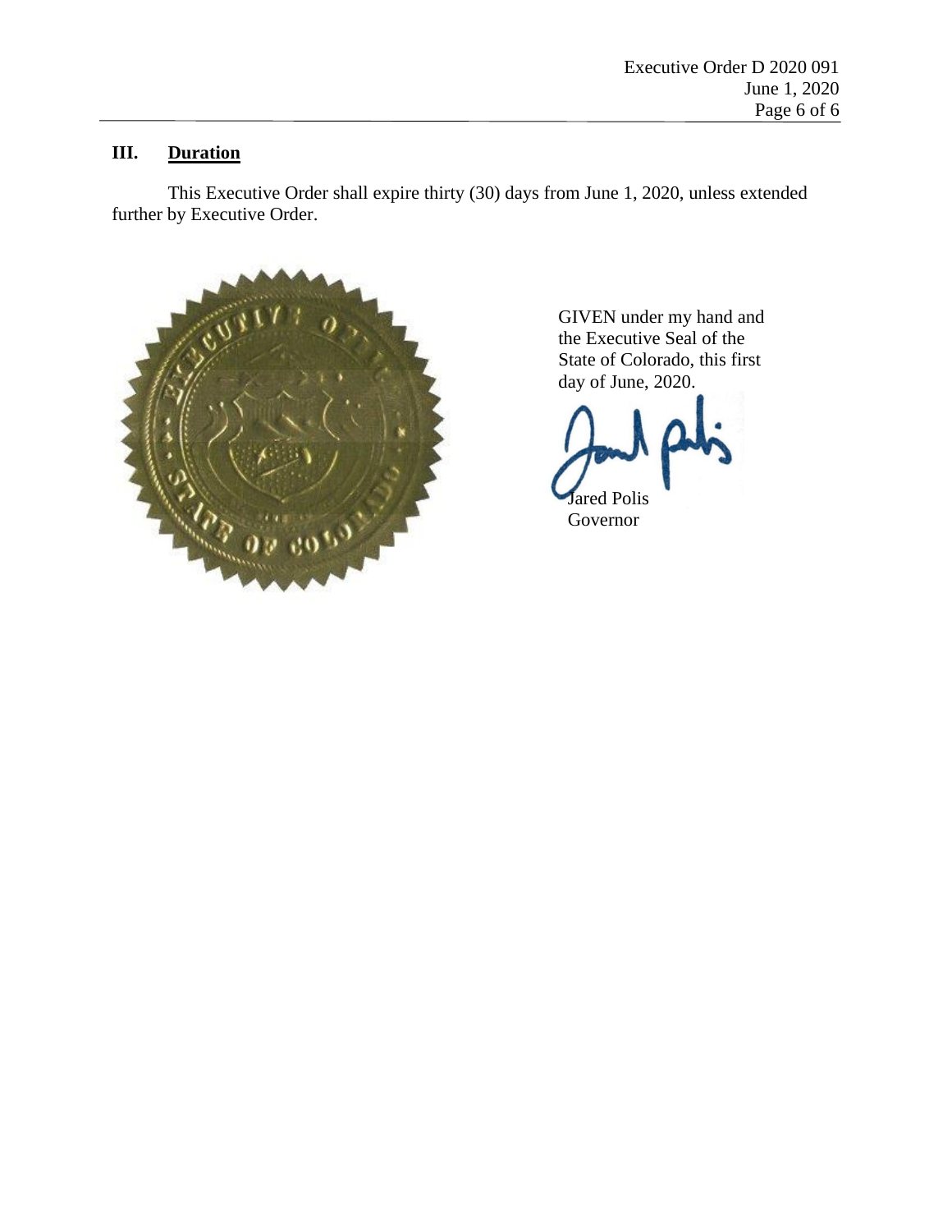## III. Duration

This Executive Order shall expire thirty (30) days from June 1, 2020, unless extended further by Executive Order.

GIVEN under my hand and the Executive Seal of the State of Colorado, this first day of June, 2020.

Jared Polis
Governor